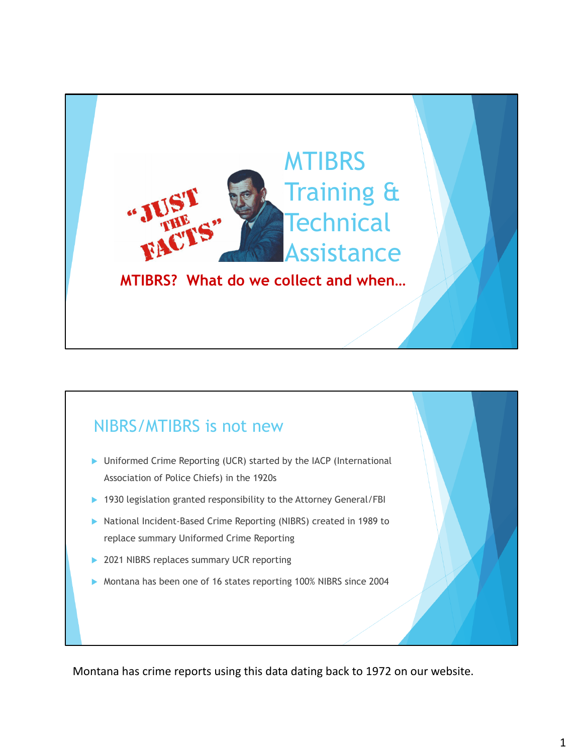# MTIBRS Training & Technical Assistance

"JUST THE FACTS"

**MTIBRS? What do we collect and when…**

## NIBRS/MTIBRS is not new

- Uniformed Crime Reporting (UCR) started by the IACP (International Association of Police Chiefs) in the 1920s
- 1930 legislation granted responsibility to the Attorney General/FBI
- National Incident-Based Crime Reporting (NIBRS) created in 1989 to replace summary Uniformed Crime Reporting
- 2021 NIBRS replaces summary UCR reporting
- Montana has been one of 16 states reporting 100% NIBRS since 2004

Montana has crime reports using this data dating back to 1972 on our website.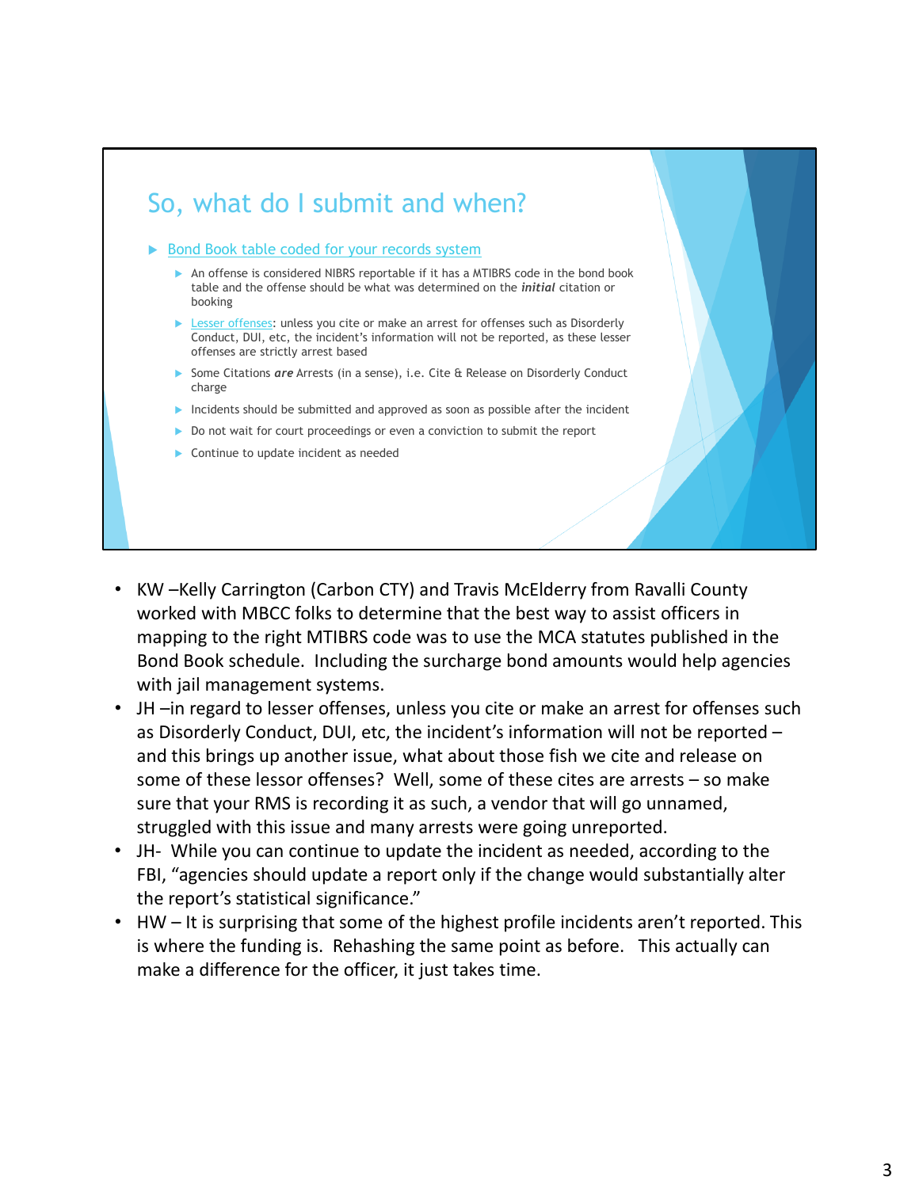## So, what do I submit and when?

- Bond Book table coded for your records system
  - An offense is considered NIBRS reportable if it has a MTIBRS code in the bond book table and the offense should be what was determined on the *initial* citation or booking
  - Lesser offenses: unless you cite or make an arrest for offenses such as Disorderly Conduct, DUI, etc, the incident's information will not be reported, as these lesser offenses are strictly arrest based
  - Some Citations ***are*** Arrests (in a sense), i.e. Cite & Release on Disorderly Conduct charge
  - Incidents should be submitted and approved as soon as possible after the incident
  - Do not wait for court proceedings or even a conviction to submit the report
  - Continue to update incident as needed

- KW –Kelly Carrington (Carbon CTY) and Travis McElderry from Ravalli County worked with MBCC folks to determine that the best way to assist officers in mapping to the right MTIBRS code was to use the MCA statutes published in the Bond Book schedule. Including the surcharge bond amounts would help agencies with jail management systems.
- JH –in regard to lesser offenses, unless you cite or make an arrest for offenses such as Disorderly Conduct, DUI, etc, the incident's information will not be reported – and this brings up another issue, what about those fish we cite and release on some of these lessor offenses? Well, some of these cites are arrests – so make sure that your RMS is recording it as such, a vendor that will go unnamed, struggled with this issue and many arrests were going unreported.
- JH- While you can continue to update the incident as needed, according to the FBI, "agencies should update a report only if the change would substantially alter the report's statistical significance."
- HW – It is surprising that some of the highest profile incidents aren't reported. This is where the funding is. Rehashing the same point as before. This actually can make a difference for the officer, it just takes time.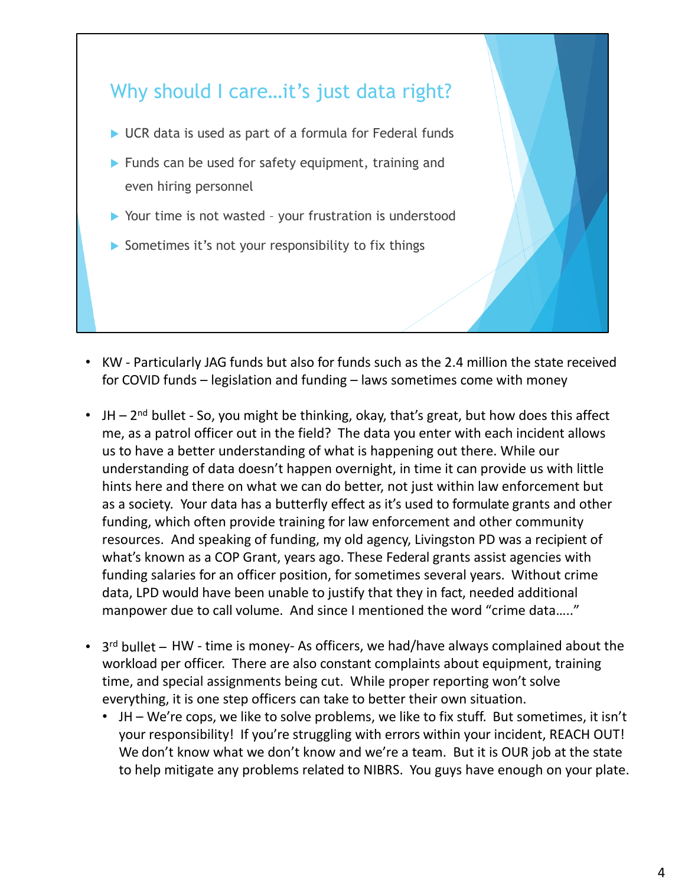## Why should I care…it's just data right?

- UCR data is used as part of a formula for Federal funds
- Funds can be used for safety equipment, training and even hiring personnel
- Your time is not wasted – your frustration is understood
- Sometimes it's not your responsibility to fix things

---

- KW - Particularly JAG funds but also for funds such as the 2.4 million the state received for COVID funds – legislation and funding – laws sometimes come with money

- JH – 2nd bullet - So, you might be thinking, okay, that's great, but how does this affect me, as a patrol officer out in the field? The data you enter with each incident allows us to have a better understanding of what is happening out there. While our understanding of data doesn't happen overnight, in time it can provide us with little hints here and there on what we can do better, not just within law enforcement but as a society. Your data has a butterfly effect as it's used to formulate grants and other funding, which often provide training for law enforcement and other community resources. And speaking of funding, my old agency, Livingston PD was a recipient of what's known as a COP Grant, years ago. These Federal grants assist agencies with funding salaries for an officer position, for sometimes several years. Without crime data, LPD would have been unable to justify that they in fact, needed additional manpower due to call volume. And since I mentioned the word "crime data….."

- 3rd bullet – HW - time is money- As officers, we had/have always complained about the workload per officer. There are also constant complaints about equipment, training time, and special assignments being cut. While proper reporting won't solve everything, it is one step officers can take to better their own situation.
  - JH – We're cops, we like to solve problems, we like to fix stuff. But sometimes, it isn't your responsibility! If you're struggling with errors within your incident, REACH OUT! We don't know what we don't know and we're a team. But it is OUR job at the state to help mitigate any problems related to NIBRS. You guys have enough on your plate.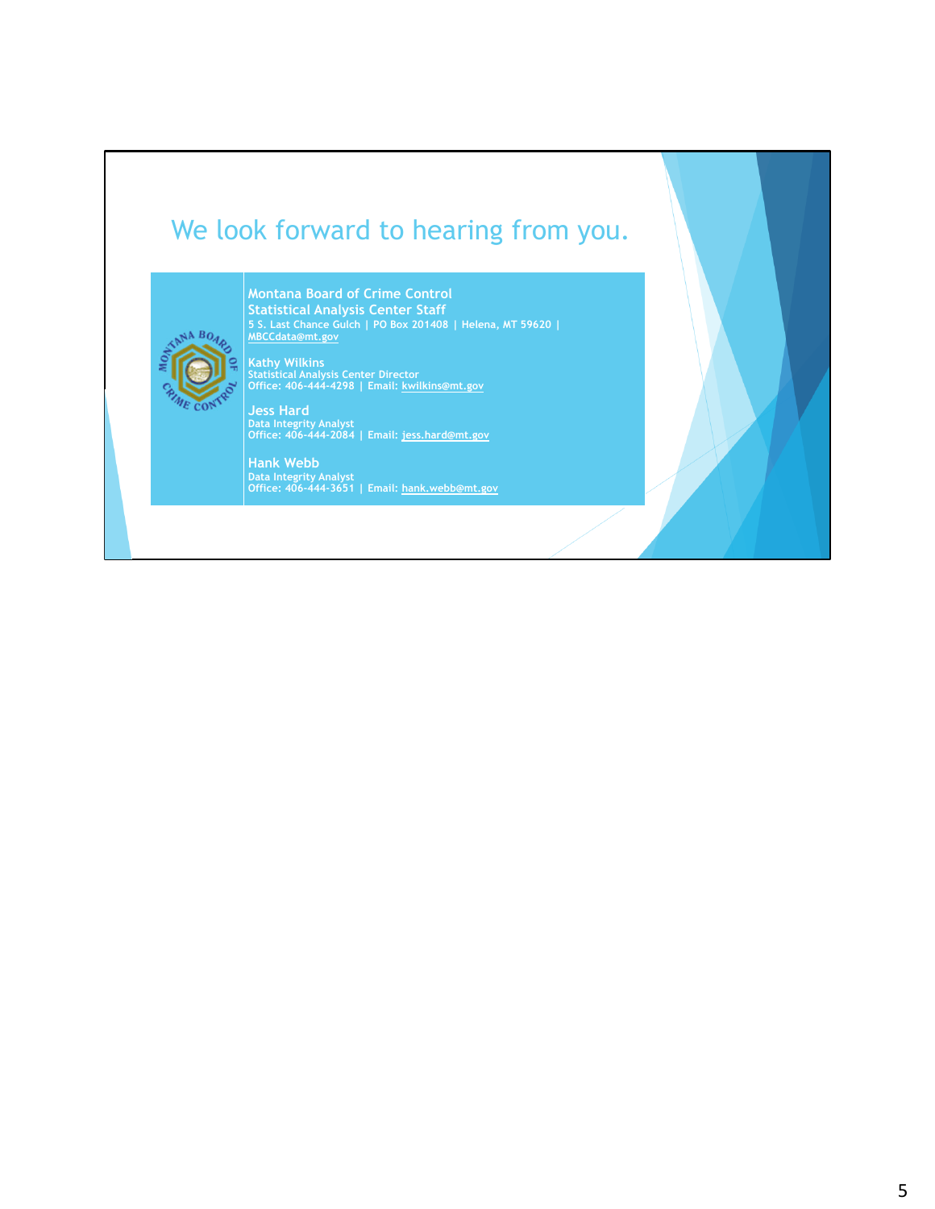# We look forward to hearing from you.

**Montana Board of Crime Control**
**Statistical Analysis Center Staff**
5 S. Last Chance Gulch | PO Box 201408 | Helena, MT 59620 |
MBCCdata@mt.gov

**Kathy Wilkins**
Statistical Analysis Center Director
Office: 406-444-4298 | Email: kwilkins@mt.gov

**Jess Hard**
Data Integrity Analyst
Office: 406-444-2084 | Email: jess.hard@mt.gov

**Hank Webb**
Data Integrity Analyst
Office: 406-444-3651 | Email: hank.webb@mt.gov